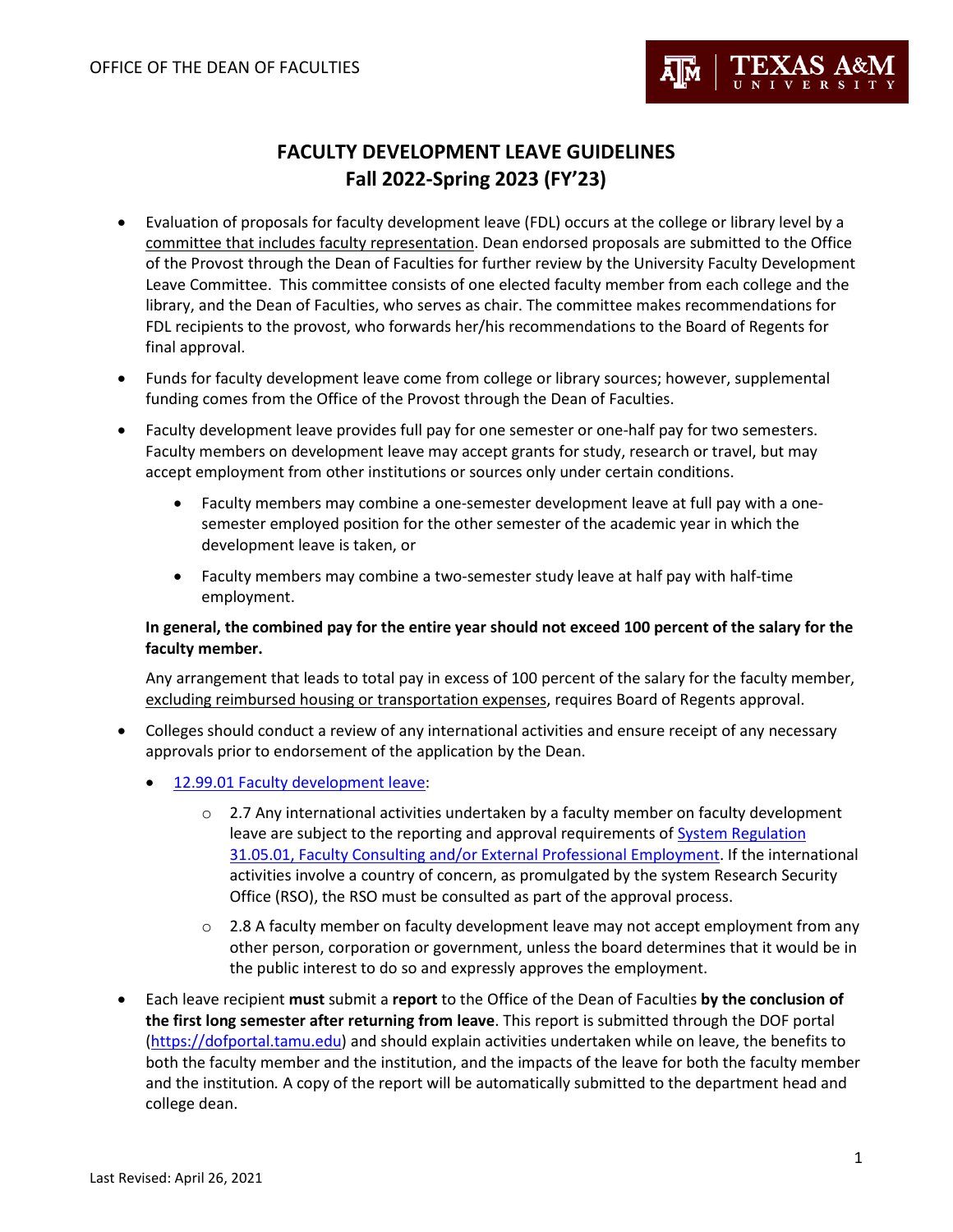OFFICE OF THE DEAN OF FACULTIES

# FACULTY DEVELOPMENT LEAVE GUIDELINES
## Fall 2022-Spring 2023 (FY'23)

- Evaluation of proposals for faculty development leave (FDL) occurs at the college or library level by a committee that includes faculty representation. Dean endorsed proposals are submitted to the Office of the Provost through the Dean of Faculties for further review by the University Faculty Development Leave Committee. This committee consists of one elected faculty member from each college and the library, and the Dean of Faculties, who serves as chair. The committee makes recommendations for FDL recipients to the provost, who forwards her/his recommendations to the Board of Regents for final approval.
- Funds for faculty development leave come from college or library sources; however, supplemental funding comes from the Office of the Provost through the Dean of Faculties.
- Faculty development leave provides full pay for one semester or one-half pay for two semesters. Faculty members on development leave may accept grants for study, research or travel, but may accept employment from other institutions or sources only under certain conditions.
  - Faculty members may combine a one-semester development leave at full pay with a one-semester employed position for the other semester of the academic year in which the development leave is taken, or
  - Faculty members may combine a two-semester study leave at half pay with half-time employment.

  **In general, the combined pay for the entire year should not exceed 100 percent of the salary for the faculty member.**

  Any arrangement that leads to total pay in excess of 100 percent of the salary for the faculty member, excluding reimbursed housing or transportation expenses, requires Board of Regents approval.
- Colleges should conduct a review of any international activities and ensure receipt of any necessary approvals prior to endorsement of the application by the Dean.
  - [12.99.01 Faculty development leave](12.99.01 Faculty development leave):
    - 2.7 Any international activities undertaken by a faculty member on faculty development leave are subject to the reporting and approval requirements of System Regulation 31.05.01, Faculty Consulting and/or External Professional Employment. If the international activities involve a country of concern, as promulgated by the system Research Security Office (RSO), the RSO must be consulted as part of the approval process.
    - 2.8 A faculty member on faculty development leave may not accept employment from any other person, corporation or government, unless the board determines that it would be in the public interest to do so and expressly approves the employment.
- Each leave recipient **must** submit a **report** to the Office of the Dean of Faculties **by the conclusion of the first long semester after returning from leave**. This report is submitted through the DOF portal (https://dofportal.tamu.edu) and should explain activities undertaken while on leave, the benefits to both the faculty member and the institution, and the impacts of the leave for both the faculty member and the institution. A copy of the report will be automatically submitted to the department head and college dean.

Last Revised: April 26, 2021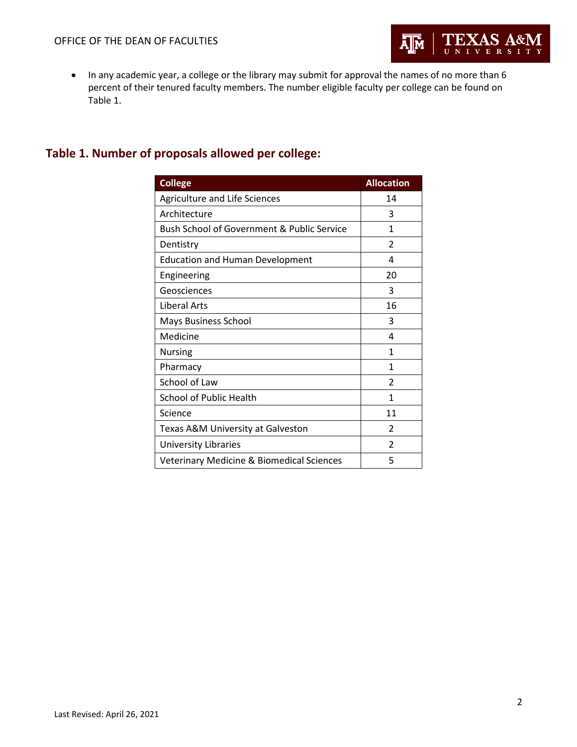- In any academic year, a college or the library may submit for approval the names of no more than 6 percent of their tenured faculty members. The number eligible faculty per college can be found on Table 1.

## Table 1. Number of proposals allowed per college:

| College | Allocation |
| --- | --- |
| Agriculture and Life Sciences | 14 |
| Architecture | 3 |
| Bush School of Government & Public Service | 1 |
| Dentistry | 2 |
| Education and Human Development | 4 |
| Engineering | 20 |
| Geosciences | 3 |
| Liberal Arts | 16 |
| Mays Business School | 3 |
| Medicine | 4 |
| Nursing | 1 |
| Pharmacy | 1 |
| School of Law | 2 |
| School of Public Health | 1 |
| Science | 11 |
| Texas A&M University at Galveston | 2 |
| University Libraries | 2 |
| Veterinary Medicine & Biomedical Sciences | 5 |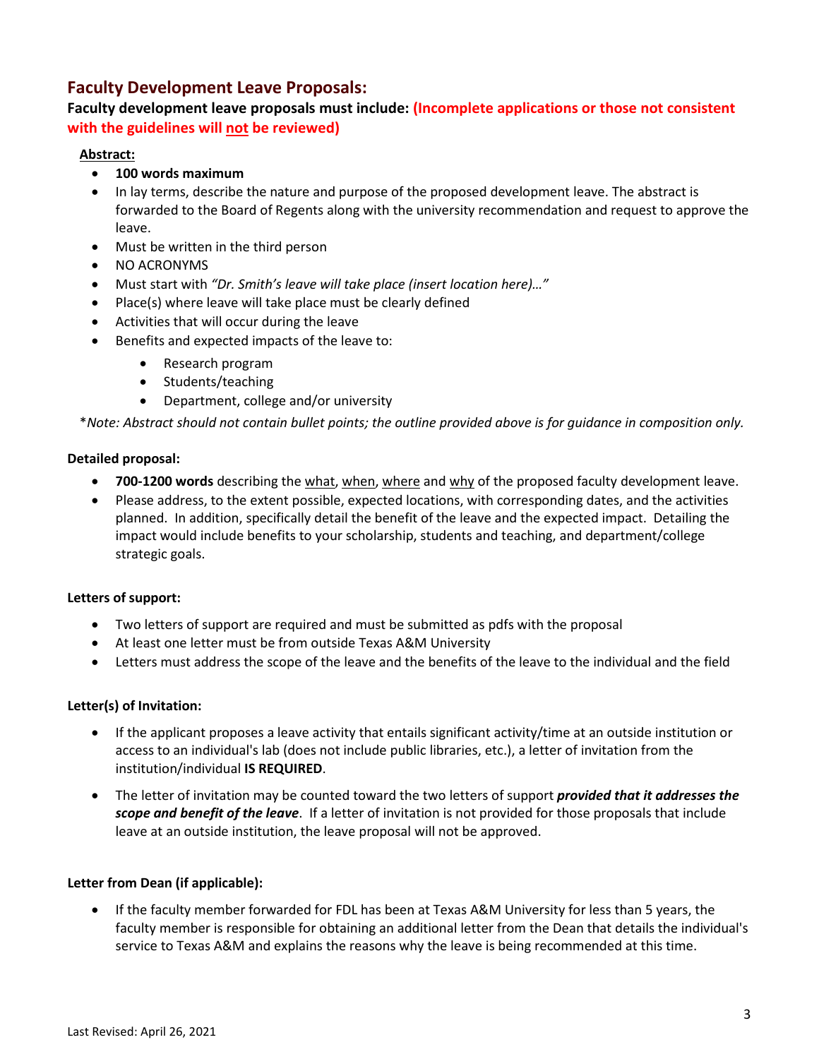## Faculty Development Leave Proposals:

**Faculty development leave proposals must include: (Incomplete applications or those not consistent with the guidelines will not be reviewed)**

**Abstract:**

- **100 words maximum**
- In lay terms, describe the nature and purpose of the proposed development leave. The abstract is forwarded to the Board of Regents along with the university recommendation and request to approve the leave.
- Must be written in the third person
- NO ACRONYMS
- Must start with *"Dr. Smith's leave will take place (insert location here)…"*
- Place(s) where leave will take place must be clearly defined
- Activities that will occur during the leave
- Benefits and expected impacts of the leave to:
  - Research program
  - Students/teaching
  - Department, college and/or university

**Note: Abstract should not contain bullet points; the outline provided above is for guidance in composition only.*

**Detailed proposal:**

- **700-1200 words** describing the what, when, where and why of the proposed faculty development leave.
- Please address, to the extent possible, expected locations, with corresponding dates, and the activities planned. In addition, specifically detail the benefit of the leave and the expected impact. Detailing the impact would include benefits to your scholarship, students and teaching, and department/college strategic goals.

**Letters of support:**

- Two letters of support are required and must be submitted as pdfs with the proposal
- At least one letter must be from outside Texas A&M University
- Letters must address the scope of the leave and the benefits of the leave to the individual and the field

**Letter(s) of Invitation:**

- If the applicant proposes a leave activity that entails significant activity/time at an outside institution or access to an individual's lab (does not include public libraries, etc.), a letter of invitation from the institution/individual **IS REQUIRED**.
- The letter of invitation may be counted toward the two letters of support ***provided that it addresses the scope and benefit of the leave***. If a letter of invitation is not provided for those proposals that include leave at an outside institution, the leave proposal will not be approved.

**Letter from Dean (if applicable):**

- If the faculty member forwarded for FDL has been at Texas A&M University for less than 5 years, the faculty member is responsible for obtaining an additional letter from the Dean that details the individual's service to Texas A&M and explains the reasons why the leave is being recommended at this time.

Last Revised: April 26, 2021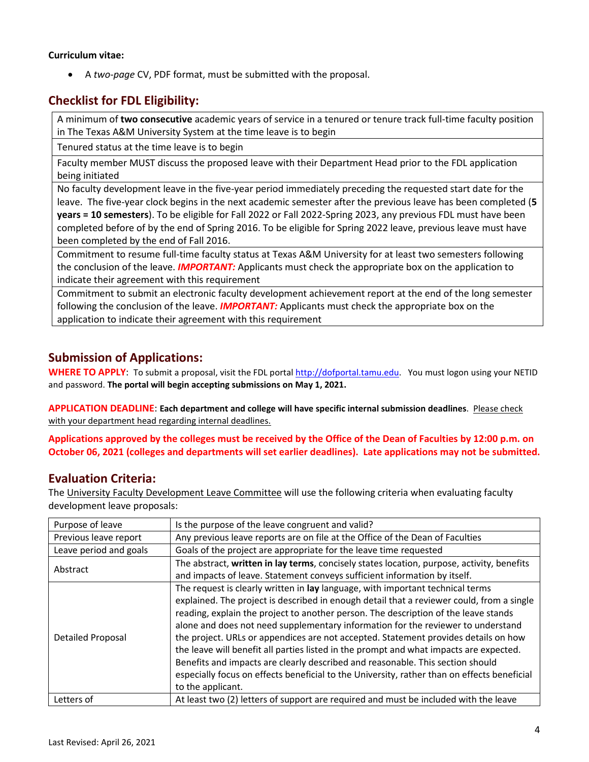**Curriculum vitae:**

- A *two-page* CV, PDF format, must be submitted with the proposal.

## Checklist for FDL Eligibility:

| |
|---|
| A minimum of **two consecutive** academic years of service in a tenured or tenure track full-time faculty position in The Texas A&M University System at the time leave is to begin |
| Tenured status at the time leave is to begin |
| Faculty member MUST discuss the proposed leave with their Department Head prior to the FDL application being initiated |
| No faculty development leave in the five-year period immediately preceding the requested start date for the leave. The five-year clock begins in the next academic semester after the previous leave has been completed (**5 years = 10 semesters**). To be eligible for Fall 2022 or Fall 2022-Spring 2023, any previous FDL must have been completed before of by the end of Spring 2016. To be eligible for Spring 2022 leave, previous leave must have been completed by the end of Fall 2016. |
| Commitment to resume full-time faculty status at Texas A&M University for at least two semesters following the conclusion of the leave. ***IMPORTANT:*** Applicants must check the appropriate box on the application to indicate their agreement with this requirement |
| Commitment to submit an electronic faculty development achievement report at the end of the long semester following the conclusion of the leave. ***IMPORTANT:*** Applicants must check the appropriate box on the application to indicate their agreement with this requirement |

## Submission of Applications:

**WHERE TO APPLY**: To submit a proposal, visit the FDL portal http://dofportal.tamu.edu. You must logon using your NETID and password. **The portal will begin accepting submissions on May 1, 2021.**

**APPLICATION DEADLINE**: **Each department and college will have specific internal submission deadlines**. Please check with your department head regarding internal deadlines.

**Applications approved by the colleges must be received by the Office of the Dean of Faculties by 12:00 p.m. on October 06, 2021 (colleges and departments will set earlier deadlines). Late applications may not be submitted.**

## Evaluation Criteria:

The University Faculty Development Leave Committee will use the following criteria when evaluating faculty development leave proposals:

| | |
|---|---|
| Purpose of leave | Is the purpose of the leave congruent and valid? |
| Previous leave report | Any previous leave reports are on file at the Office of the Dean of Faculties |
| Leave period and goals | Goals of the project are appropriate for the leave time requested |
| Abstract | The abstract, **written in lay terms**, concisely states location, purpose, activity, benefits and impacts of leave. Statement conveys sufficient information by itself. |
| Detailed Proposal | The request is clearly written in **lay** language, with important technical terms explained. The project is described in enough detail that a reviewer could, from a single reading, explain the project to another person. The description of the leave stands alone and does not need supplementary information for the reviewer to understand the project. URLs or appendices are not accepted. Statement provides details on how the leave will benefit all parties listed in the prompt and what impacts are expected. Benefits and impacts are clearly described and reasonable. This section should especially focus on effects beneficial to the University, rather than on effects beneficial to the applicant. |
| Letters of | At least two (2) letters of support are required and must be included with the leave |

Last Revised: April 26, 2021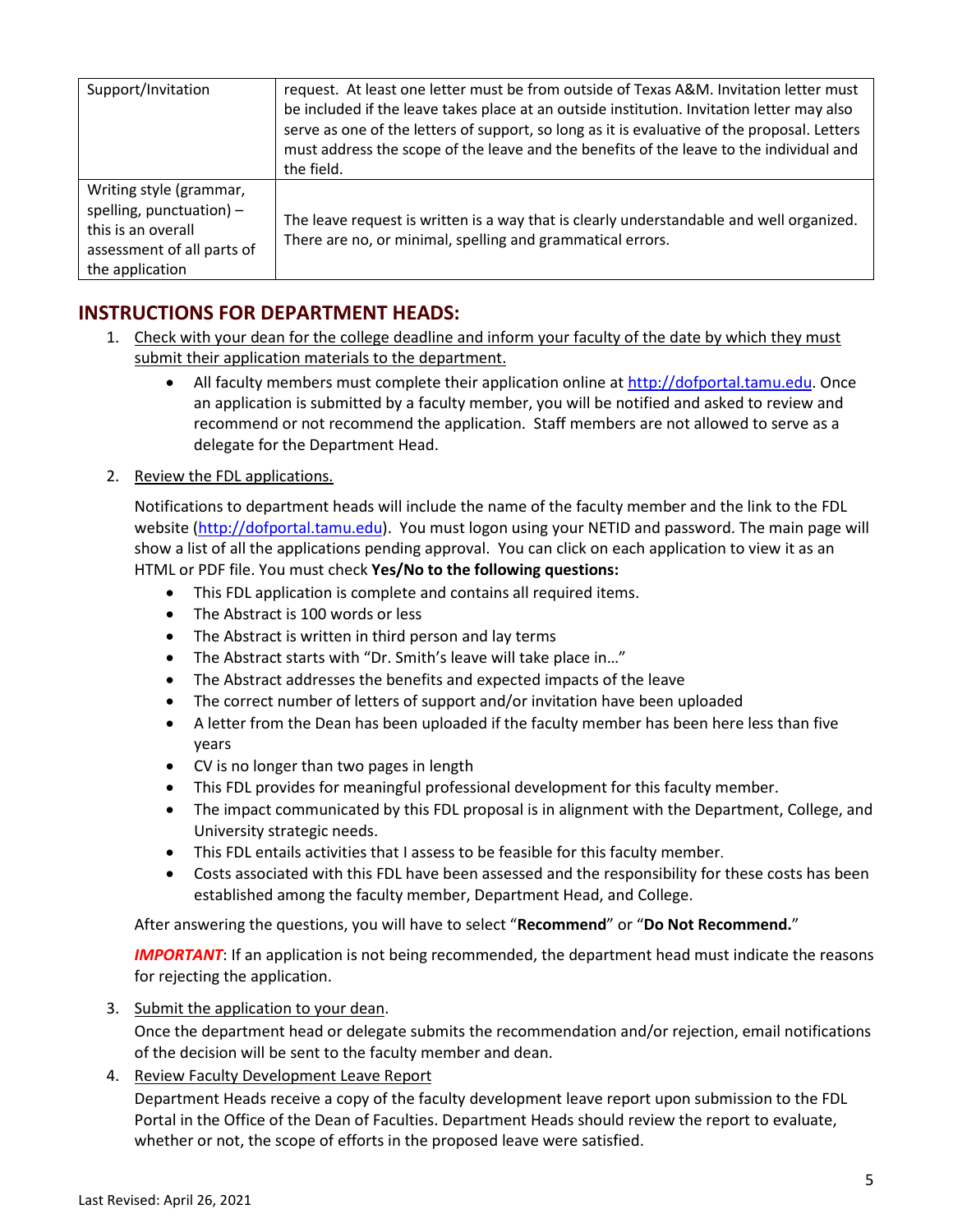| | |
|---|---|
| Support/Invitation | request. At least one letter must be from outside of Texas A&M. Invitation letter must be included if the leave takes place at an outside institution. Invitation letter may also serve as one of the letters of support, so long as it is evaluative of the proposal. Letters must address the scope of the leave and the benefits of the leave to the individual and the field. |
| Writing style (grammar, spelling, punctuation) – this is an overall assessment of all parts of the application | The leave request is written is a way that is clearly understandable and well organized. There are no, or minimal, spelling and grammatical errors. |

## INSTRUCTIONS FOR DEPARTMENT HEADS:

1. Check with your dean for the college deadline and inform your faculty of the date by which they must submit their application materials to the department.
   - All faculty members must complete their application online at http://dofportal.tamu.edu. Once an application is submitted by a faculty member, you will be notified and asked to review and recommend or not recommend the application. Staff members are not allowed to serve as a delegate for the Department Head.

2. Review the FDL applications.

   Notifications to department heads will include the name of the faculty member and the link to the FDL website (http://dofportal.tamu.edu). You must logon using your NETID and password. The main page will show a list of all the applications pending approval. You can click on each application to view it as an HTML or PDF file. You must check **Yes/No to the following questions:**
   - This FDL application is complete and contains all required items.
   - The Abstract is 100 words or less
   - The Abstract is written in third person and lay terms
   - The Abstract starts with "Dr. Smith's leave will take place in…"
   - The Abstract addresses the benefits and expected impacts of the leave
   - The correct number of letters of support and/or invitation have been uploaded
   - A letter from the Dean has been uploaded if the faculty member has been here less than five years
   - CV is no longer than two pages in length
   - This FDL provides for meaningful professional development for this faculty member.
   - The impact communicated by this FDL proposal is in alignment with the Department, College, and University strategic needs.
   - This FDL entails activities that I assess to be feasible for this faculty member.
   - Costs associated with this FDL have been assessed and the responsibility for these costs has been established among the faculty member, Department Head, and College.

   After answering the questions, you will have to select "**Recommend**" or "**Do Not Recommend.**"

   ***IMPORTANT***: If an application is not being recommended, the department head must indicate the reasons for rejecting the application.

3. Submit the application to your dean.
   Once the department head or delegate submits the recommendation and/or rejection, email notifications of the decision will be sent to the faculty member and dean.

4. Review Faculty Development Leave Report
   Department Heads receive a copy of the faculty development leave report upon submission to the FDL Portal in the Office of the Dean of Faculties. Department Heads should review the report to evaluate, whether or not, the scope of efforts in the proposed leave were satisfied.

Last Revised: April 26, 2021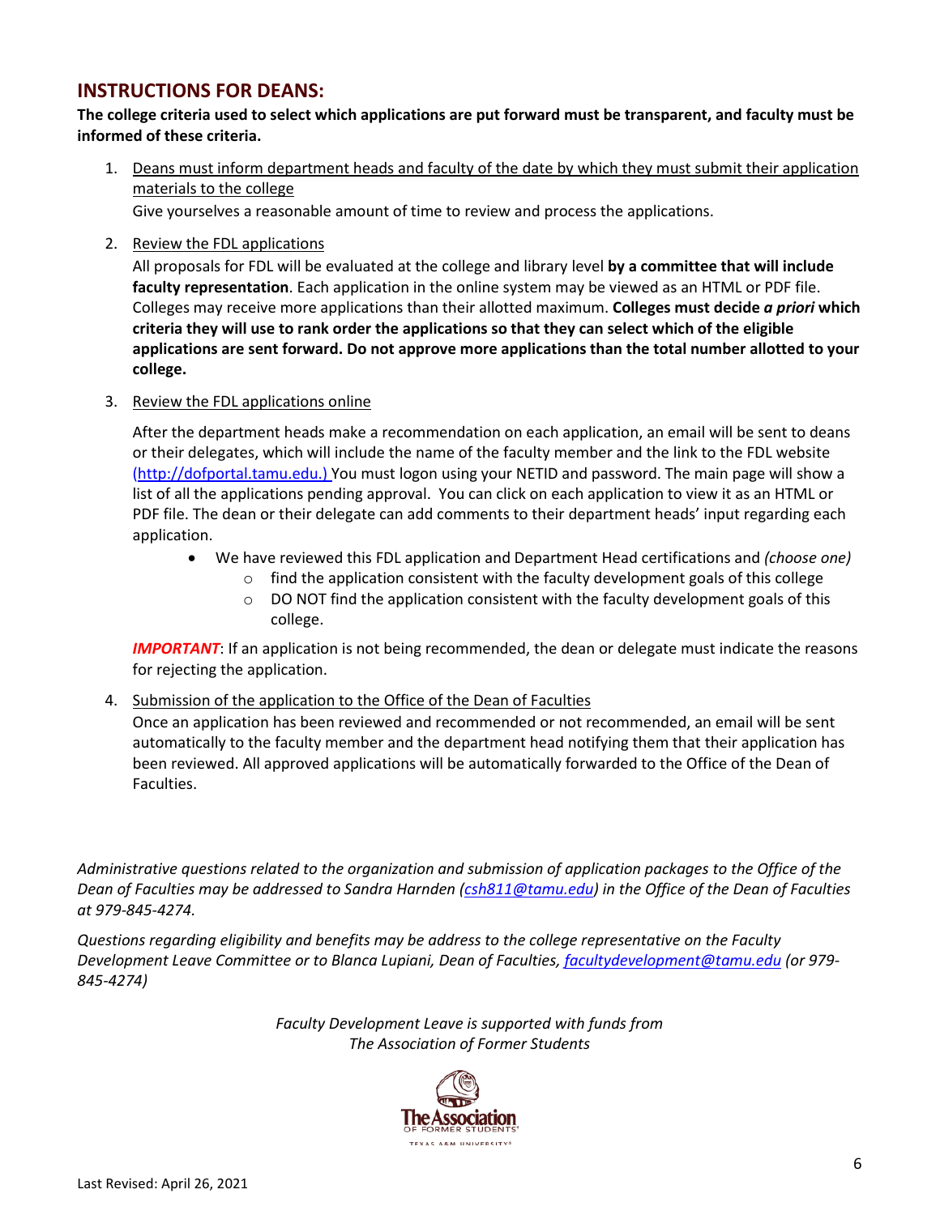## INSTRUCTIONS FOR DEANS:

**The college criteria used to select which applications are put forward must be transparent, and faculty must be informed of these criteria.**

1. Deans must inform department heads and faculty of the date by which they must submit their application materials to the college
   Give yourselves a reasonable amount of time to review and process the applications.

2. Review the FDL applications
   All proposals for FDL will be evaluated at the college and library level **by a committee that will include faculty representation**. Each application in the online system may be viewed as an HTML or PDF file. Colleges may receive more applications than their allotted maximum. **Colleges must decide *a priori* which criteria they will use to rank order the applications so that they can select which of the eligible applications are sent forward. Do not approve more applications than the total number allotted to your college.**

3. Review the FDL applications online

   After the department heads make a recommendation on each application, an email will be sent to deans or their delegates, which will include the name of the faculty member and the link to the FDL website (http://dofportal.tamu.edu.) You must logon using your NETID and password. The main page will show a list of all the applications pending approval. You can click on each application to view it as an HTML or PDF file. The dean or their delegate can add comments to their department heads' input regarding each application.

   - We have reviewed this FDL application and Department Head certifications and *(choose one)*
     - find the application consistent with the faculty development goals of this college
     - DO NOT find the application consistent with the faculty development goals of this college.

   ***IMPORTANT***: If an application is not being recommended, the dean or delegate must indicate the reasons for rejecting the application.

4. Submission of the application to the Office of the Dean of Faculties
   Once an application has been reviewed and recommended or not recommended, an email will be sent automatically to the faculty member and the department head notifying them that their application has been reviewed. All approved applications will be automatically forwarded to the Office of the Dean of Faculties.

*Administrative questions related to the organization and submission of application packages to the Office of the Dean of Faculties may be addressed to Sandra Harnden (csh811@tamu.edu) in the Office of the Dean of Faculties at 979-845-4274.*

*Questions regarding eligibility and benefits may be address to the college representative on the Faculty Development Leave Committee or to Blanca Lupiani, Dean of Faculties, facultydevelopment@tamu.edu (or 979-845-4274)*

*Faculty Development Leave is supported with funds from The Association of Former Students*

The Association OF FORMER STUDENTS TEXAS A&M UNIVERSITY

Last Revised: April 26, 2021